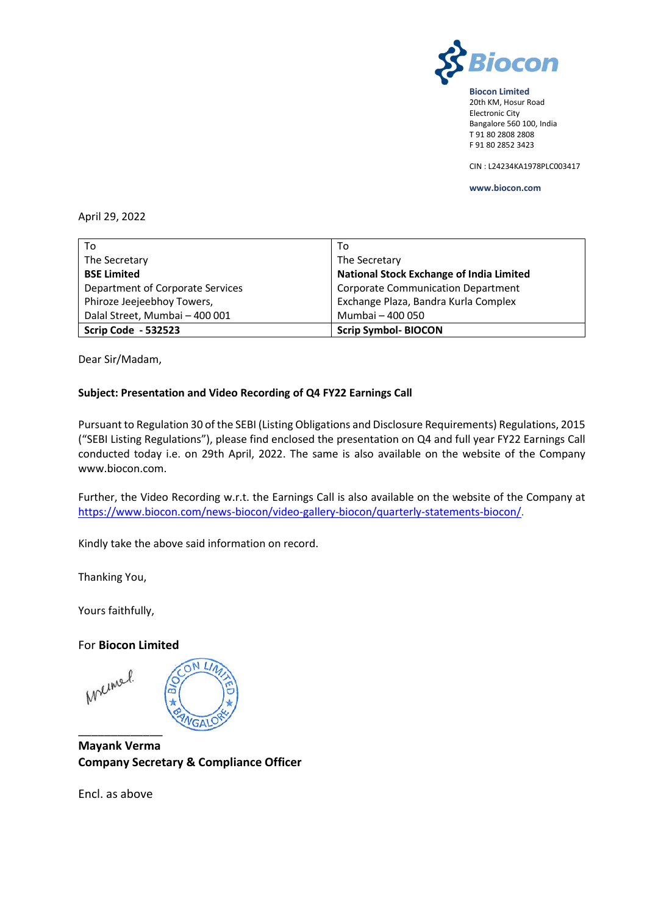**Biocon Limited**
20th KM, Hosur Road
Electronic City
Bangalore 560 100, India
T 91 80 2808 2808
F 91 80 2852 3423

CIN : L24234KA1978PLC003417

**www.biocon.com**

April 29, 2022

| To<br>The Secretary<br>**BSE Limited**<br>Department of Corporate Services<br>Phiroze Jeejeebhoy Towers,<br>Dalal Street, Mumbai – 400 001 | To<br>The Secretary<br>**National Stock Exchange of India Limited**<br>Corporate Communication Department<br>Exchange Plaza, Bandra Kurla Complex<br>Mumbai – 400 050 |
|---|---|
| **Scrip Code - 532523** | **Scrip Symbol- BIOCON** |

Dear Sir/Madam,

**Subject: Presentation and Video Recording of Q4 FY22 Earnings Call**

Pursuant to Regulation 30 of the SEBI (Listing Obligations and Disclosure Requirements) Regulations, 2015 ("SEBI Listing Regulations"), please find enclosed the presentation on Q4 and full year FY22 Earnings Call conducted today i.e. on 29th April, 2022. The same is also available on the website of the Company www.biocon.com.

Further, the Video Recording w.r.t. the Earnings Call is also available on the website of the Company at https://www.biocon.com/news-biocon/video-gallery-biocon/quarterly-statements-biocon/.

Kindly take the above said information on record.

Thanking You,

Yours faithfully,

For **Biocon Limited**

_____________
**Mayank Verma**
**Company Secretary & Compliance Officer**

Encl. as above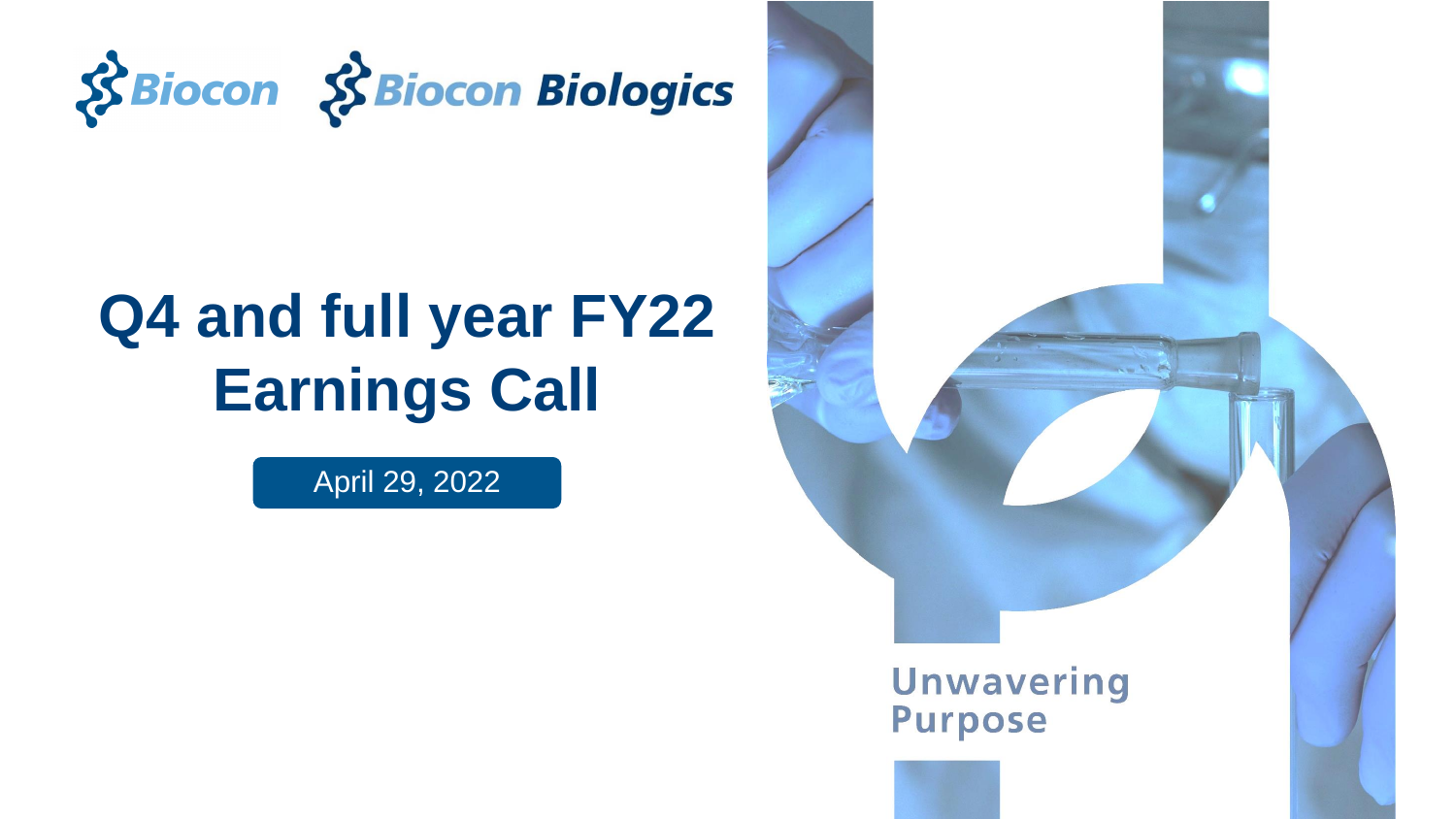Biocon Biocon Biologics

# Q4 and full year FY22 Earnings Call

April 29, 2022

Unwavering Purpose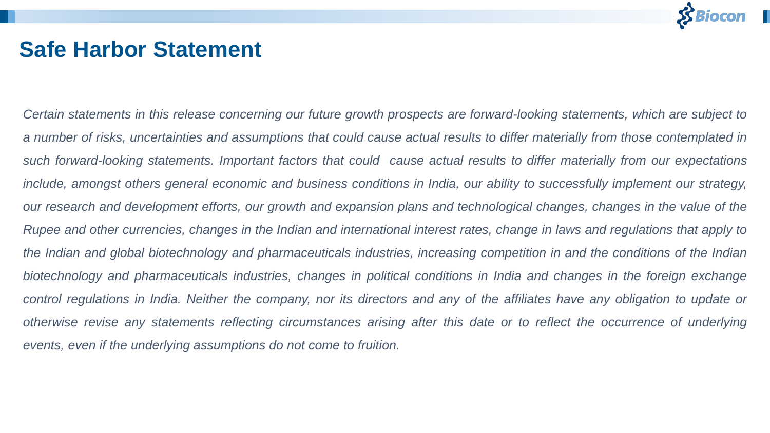# Safe Harbor Statement

*Certain statements in this release concerning our future growth prospects are forward-looking statements, which are subject to a number of risks, uncertainties and assumptions that could cause actual results to differ materially from those contemplated in such forward-looking statements. Important factors that could cause actual results to differ materially from our expectations include, amongst others general economic and business conditions in India, our ability to successfully implement our strategy, our research and development efforts, our growth and expansion plans and technological changes, changes in the value of the Rupee and other currencies, changes in the Indian and international interest rates, change in laws and regulations that apply to the Indian and global biotechnology and pharmaceuticals industries, increasing competition in and the conditions of the Indian biotechnology and pharmaceuticals industries, changes in political conditions in India and changes in the foreign exchange control regulations in India. Neither the company, nor its directors and any of the affiliates have any obligation to update or otherwise revise any statements reflecting circumstances arising after this date or to reflect the occurrence of underlying events, even if the underlying assumptions do not come to fruition.*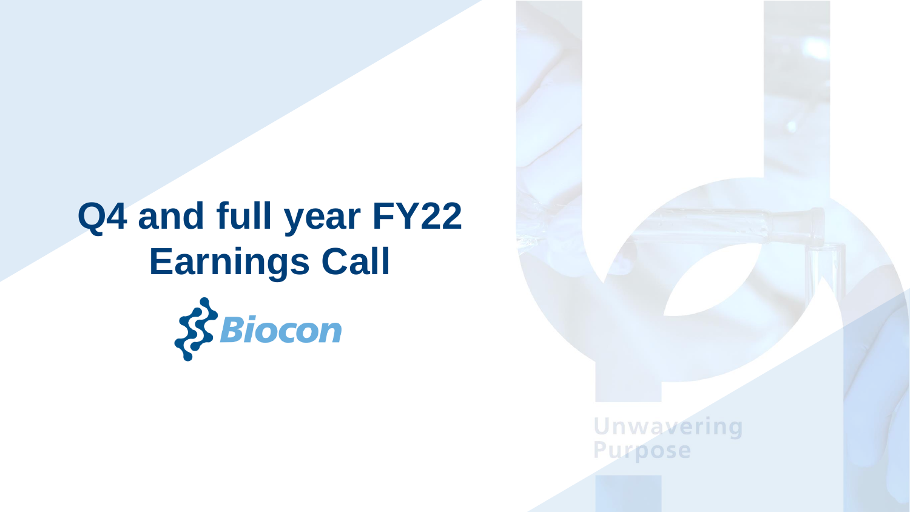# Q4 and full year FY22 Earnings Call

Biocon

Unwavering Purpose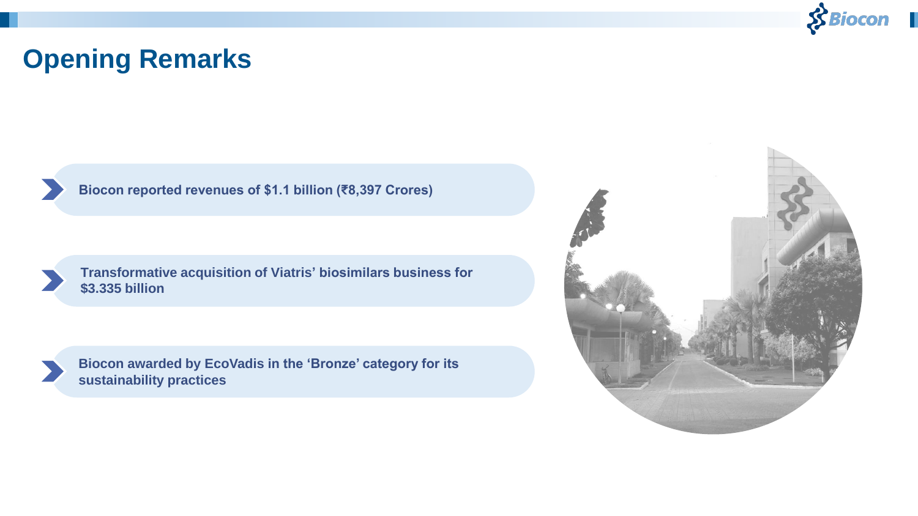# Opening Remarks

- **Biocon reported revenues of $1.1 billion (₹8,397 Crores)**
- **Transformative acquisition of Viatris' biosimilars business for $3.335 billion**
- **Biocon awarded by EcoVadis in the 'Bronze' category for its sustainability practices**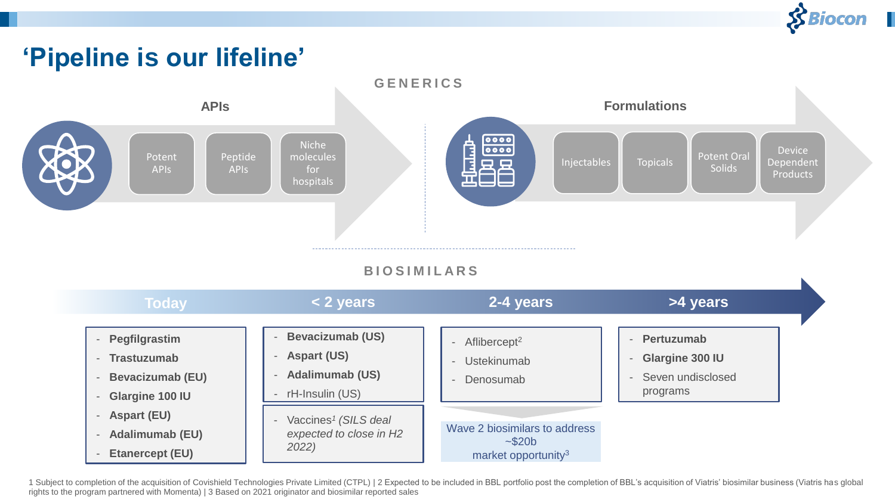# 'Pipeline is our lifeline'

## GENERICS

### APIs

- Potent APIs
- Peptide APIs
- Niche molecules for hospitals

### Formulations

- Injectables
- Topicals
- Potent Oral Solids
- Device Dependent Products

## BIOSIMILARS

| Today | < 2 years | 2-4 years | >4 years |
|---|---|---|---|
| **Pegfilgrastim**<br>**Trastuzumab**<br>**Bevacizumab (EU)**<br>**Glargine 100 IU**<br>**Aspart (EU)**<br>**Adalimumab (EU)**<br>**Etanercept (EU)** | **Bevacizumab (US)**<br>**Aspart (US)**<br>**Adalimumab (US)**<br>rH-Insulin (US) | Aflibercept[2]<br>Ustekinumab<br>Denosumab | **Pertuzumab**<br>**Glargine 300 IU**<br>Seven undisclosed programs |
| | Vaccines[1] *(SILS deal expected to close in H2 2022)* | Wave 2 biosimilars to address ~$20b market opportunity[3] | |

1 Subject to completion of the acquisition of Covishield Technologies Private Limited (CTPL) | 2 Expected to be included in BBL portfolio post the completion of BBL's acquisition of Viatris' biosimilar business (Viatris has global rights to the program partnered with Momenta) | 3 Based on 2021 originator and biosimilar reported sales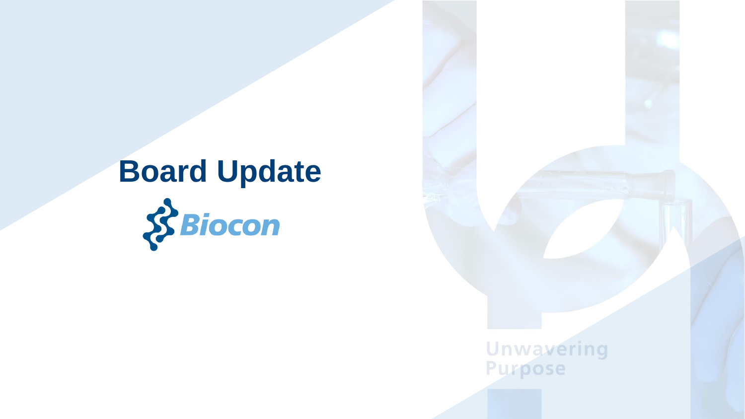# Board Update

Biocon

Unwavering Purpose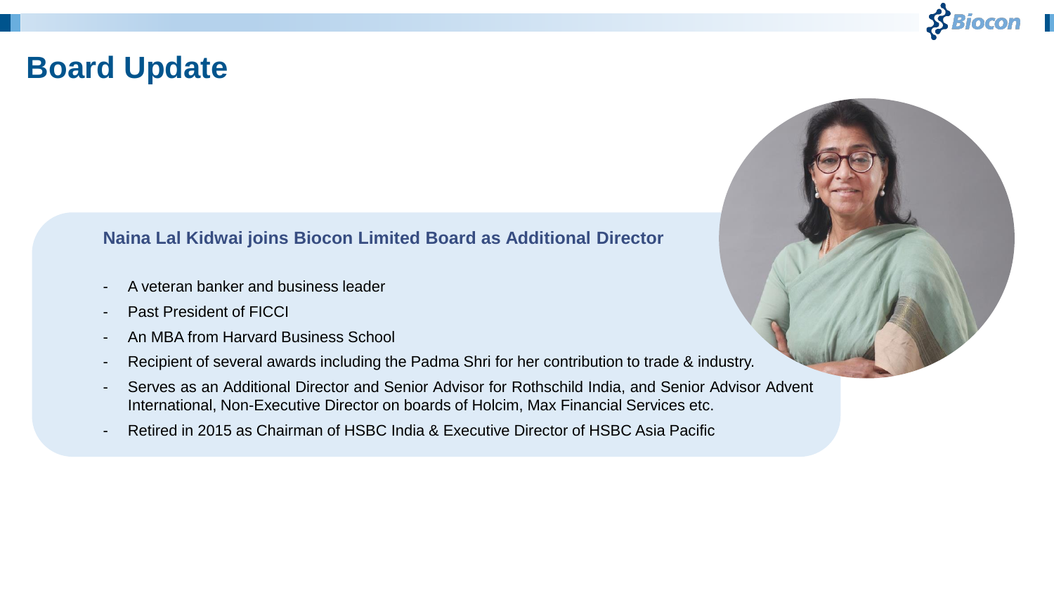# Board Update

**Naina Lal Kidwai joins Biocon Limited Board as Additional Director**

- A veteran banker and business leader
- Past President of FICCI
- An MBA from Harvard Business School
- Recipient of several awards including the Padma Shri for her contribution to trade & industry.
- Serves as an Additional Director and Senior Advisor for Rothschild India, and Senior Advisor Advent International, Non-Executive Director on boards of Holcim, Max Financial Services etc.
- Retired in 2015 as Chairman of HSBC India & Executive Director of HSBC Asia Pacific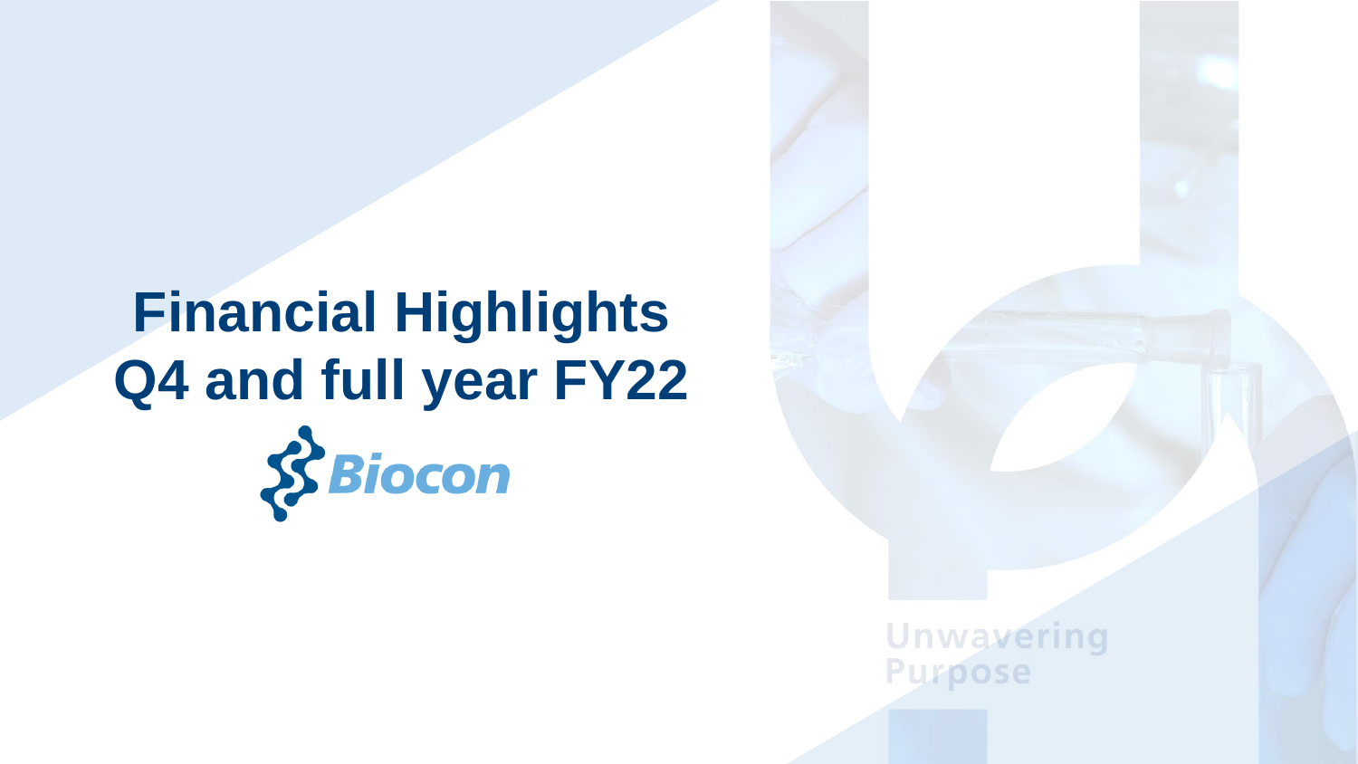# Financial Highlights Q4 and full year FY22

Biocon

Unwavering Purpose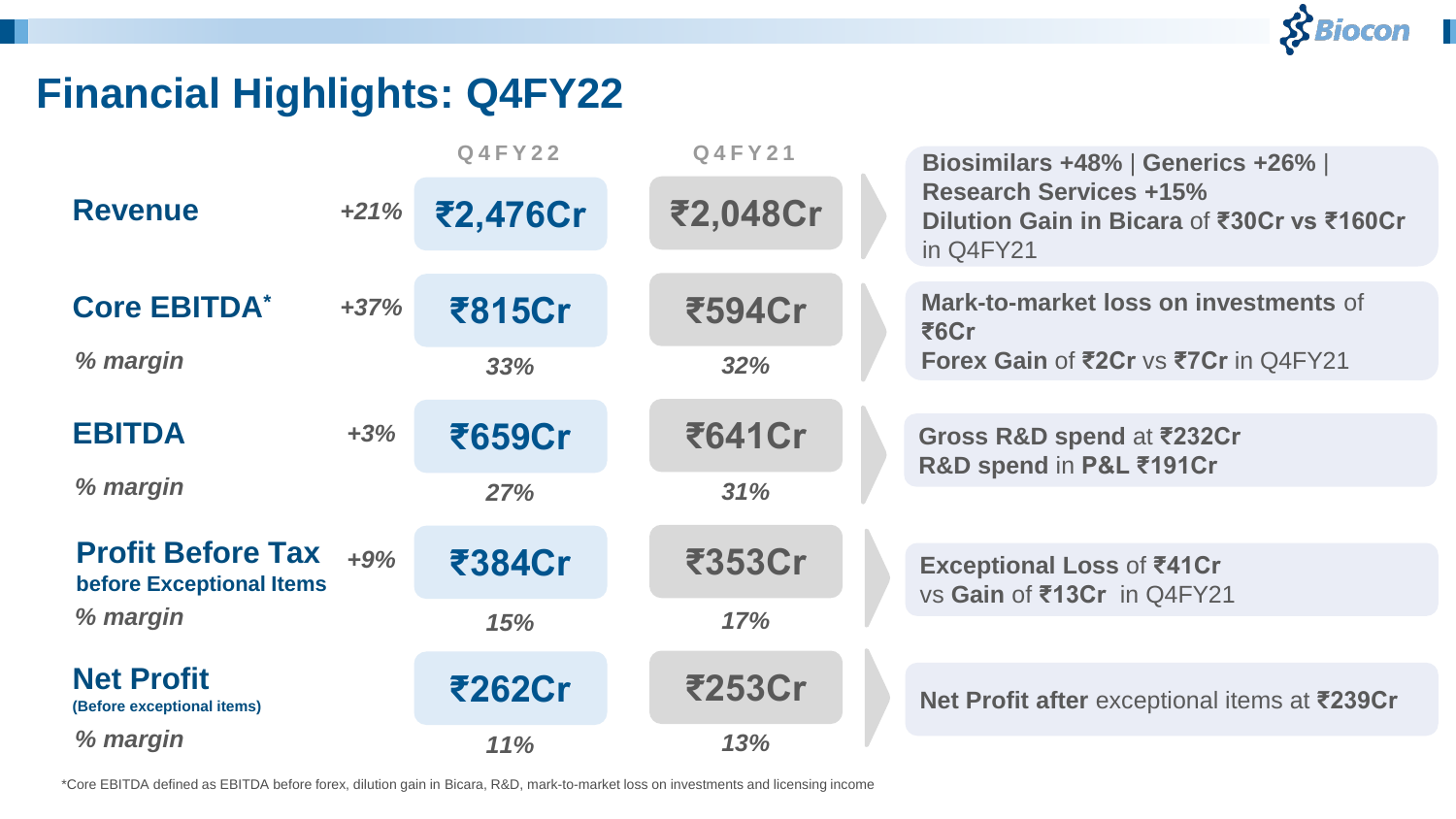# Financial Highlights: Q4FY22

| | Growth | Q4FY22 | Q4FY21 | Commentary |
|---|---|---|---|---|
| **Revenue** | *+21%* | **₹2,476Cr** | **₹2,048Cr** | **Biosimilars +48%** \| **Generics +26%** \| **Research Services +15%** **Dilution Gain in Bicara** of **₹30Cr vs ₹160Cr** in Q4FY21 |
| **Core EBITDA*** | *+37%* | **₹815Cr** | **₹594Cr** | **Mark-to-market loss on investments** of **₹6Cr** **Forex Gain** of **₹2Cr** vs **₹7Cr** in Q4FY21 |
| *% margin* | | *33%* | *32%* | |
| **EBITDA** | *+3%* | **₹659Cr** | **₹641Cr** | **Gross R&D spend** at **₹232Cr** **R&D spend** in **P&L ₹191Cr** |
| *% margin* | | *27%* | *31%* | |
| **Profit Before Tax before Exceptional Items** | *+9%* | **₹384Cr** | **₹353Cr** | **Exceptional Loss** of **₹41Cr** vs **Gain** of **₹13Cr** in Q4FY21 |
| *% margin* | | *15%* | *17%* | |
| **Net Profit (Before exceptional items)** | | **₹262Cr** | **₹253Cr** | **Net Profit after** exceptional items at **₹239Cr** |
| *% margin* | | *11%* | *13%* | |

*Core EBITDA defined as EBITDA before forex, dilution gain in Bicara, R&D, mark-to-market loss on investments and licensing income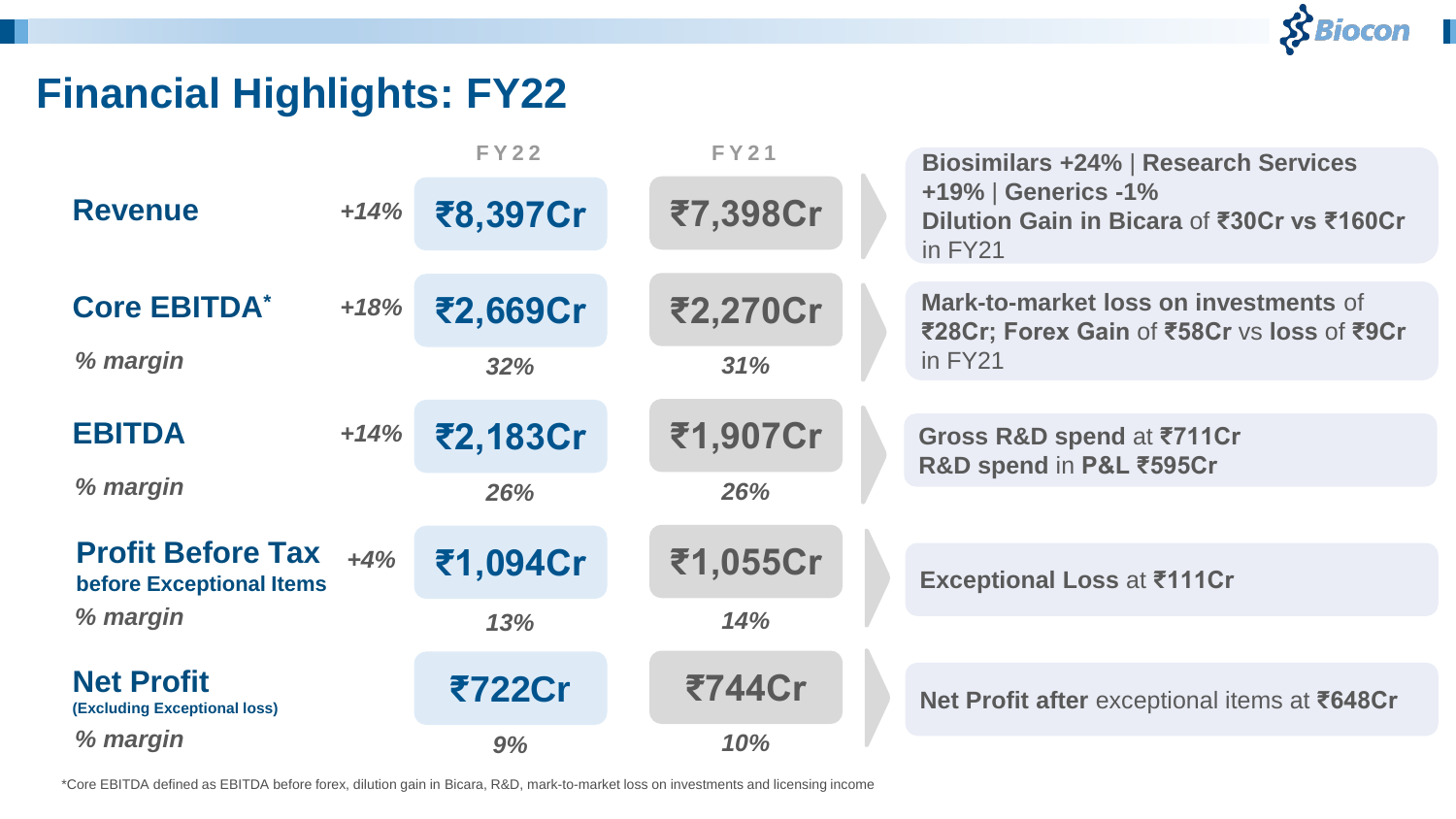# Financial Highlights: FY22

| | Growth | FY22 | FY21 | Comments |
|---|---|---|---|---|
| **Revenue** | *+14%* | **₹8,397Cr** | **₹7,398Cr** | **Biosimilars +24%** \| **Research Services +19%** \| **Generics -1%** **Dilution Gain in Bicara** of **₹30Cr vs ₹160Cr** in FY21 |
| **Core EBITDA*** | *+18%* | **₹2,669Cr** | **₹2,270Cr** | **Mark-to-market loss on investments** of **₹28Cr; Forex Gain** of **₹58Cr** vs **loss** of **₹9Cr** in FY21 |
| *% margin* | | *32%* | *31%* | |
| **EBITDA** | *+14%* | **₹2,183Cr** | **₹1,907Cr** | **Gross R&D spend** at **₹711Cr** **R&D spend** in **P&L ₹595Cr** |
| *% margin* | | *26%* | *26%* | |
| **Profit Before Tax before Exceptional Items** | *+4%* | **₹1,094Cr** | **₹1,055Cr** | **Exceptional Loss** at **₹111Cr** |
| *% margin* | | *13%* | *14%* | |
| **Net Profit (Excluding Exceptional loss)** | | **₹722Cr** | **₹744Cr** | **Net Profit after** exceptional items at **₹648Cr** |
| *% margin* | | *9%* | *10%* | |

*Core EBITDA defined as EBITDA before forex, dilution gain in Bicara, R&D, mark-to-market loss on investments and licensing income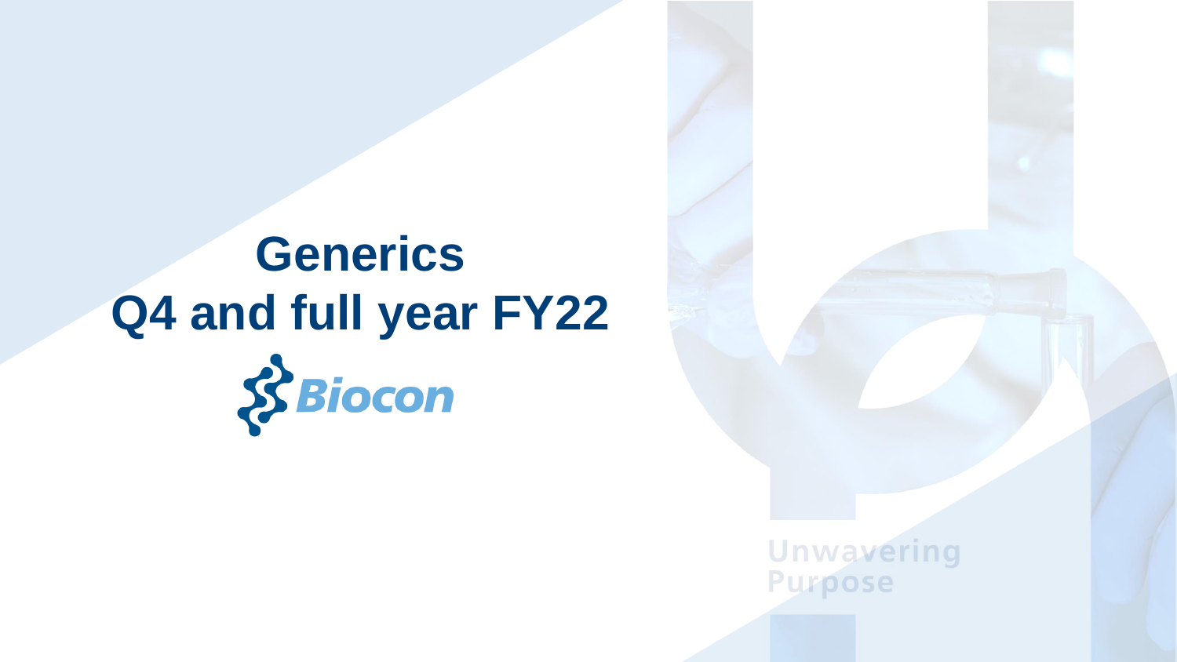# Generics
# Q4 and full year FY22

Biocon

Unwavering Purpose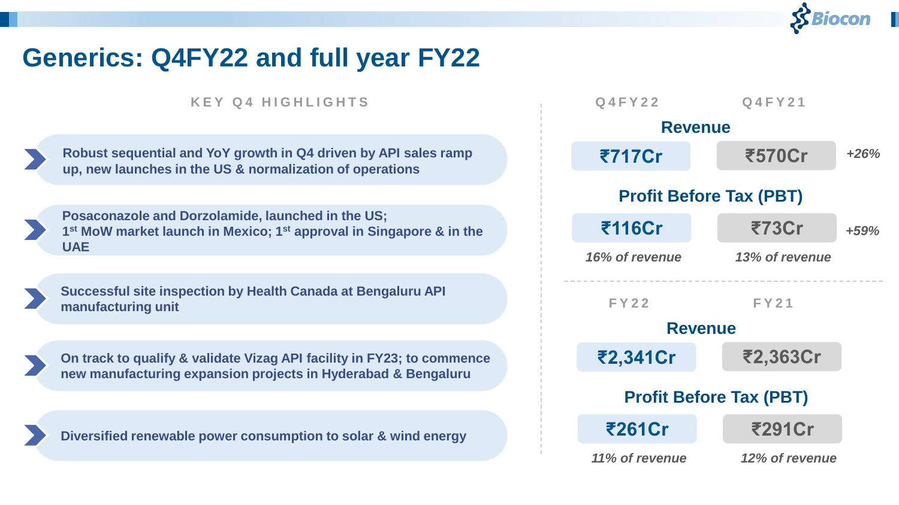# Generics: Q4FY22 and full year FY22

## KEY Q4 HIGHLIGHTS

- **Robust sequential and YoY growth in Q4 driven by API sales ramp up, new launches in the US & normalization of operations**
- **Posaconazole and Dorzolamide, launched in the US; 1st MoW market launch in Mexico; 1st approval in Singapore & in the UAE**
- **Successful site inspection by Health Canada at Bengaluru API manufacturing unit**
- **On track to qualify & validate Vizag API facility in FY23; to commence new manufacturing expansion projects in Hyderabad & Bengaluru**
- **Diversified renewable power consumption to solar & wind energy**

| | Q4FY22 | Q4FY21 | |
|---|---|---|---|
| **Revenue** | ₹717Cr | ₹570Cr | *+26%* |
| **Profit Before Tax (PBT)** | ₹116Cr | ₹73Cr | *+59%* |
| | *16% of revenue* | *13% of revenue* | |

| | FY22 | FY21 |
|---|---|---|
| **Revenue** | ₹2,341Cr | ₹2,363Cr |
| **Profit Before Tax (PBT)** | ₹261Cr | ₹291Cr |
| | *11% of revenue* | *12% of revenue* |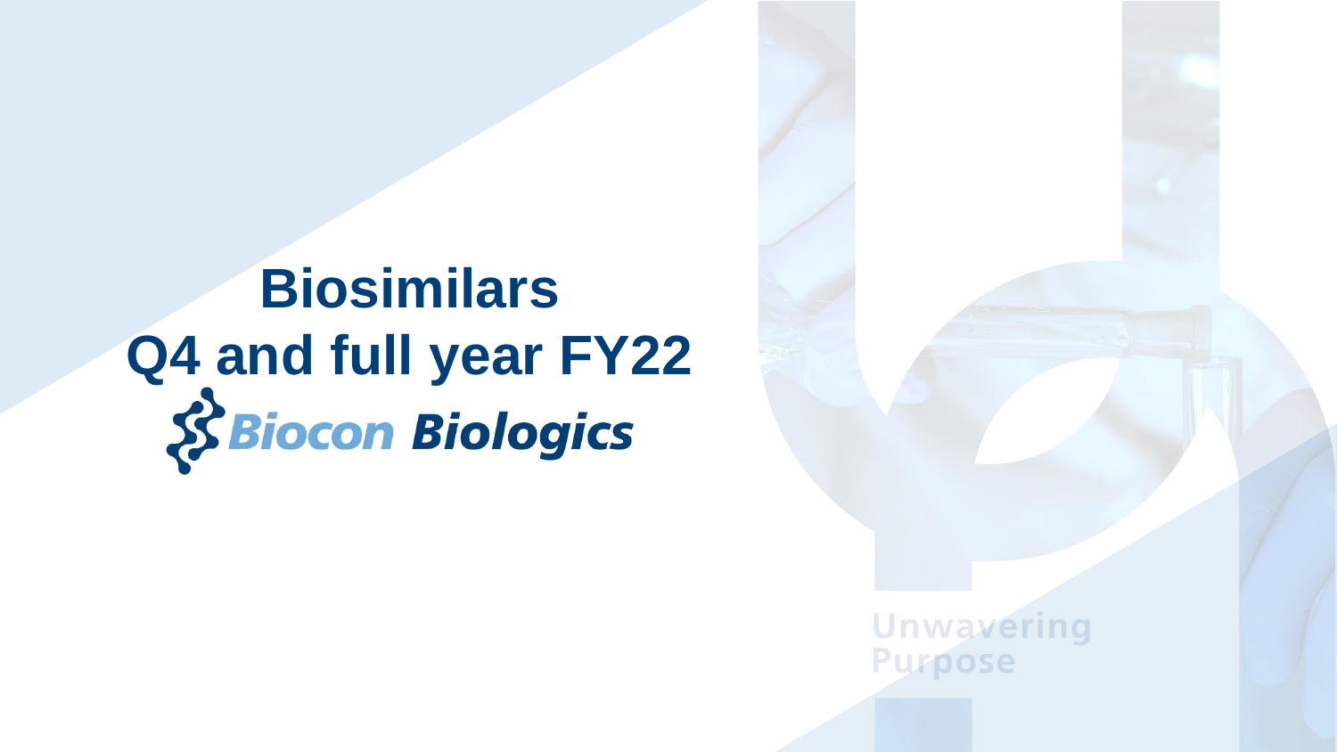# Biosimilars
# Q4 and full year FY22

Biocon Biologics

Unwavering Purpose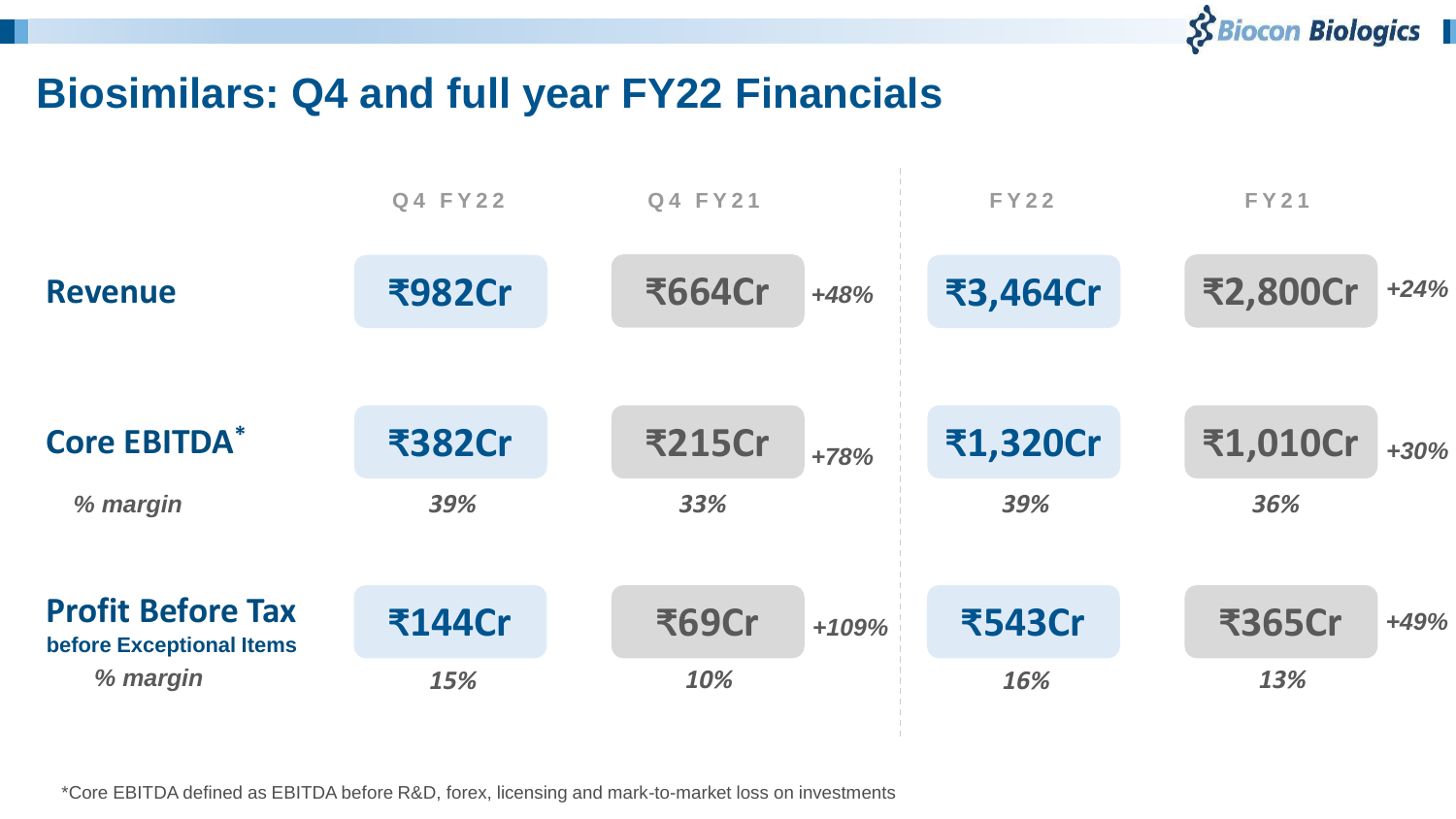# Biosimilars: Q4 and full year FY22 Financials

| | Q4 FY22 | Q4 FY21 | | FY22 | FY21 | |
|---|---|---|---|---|---|---|
| **Revenue** | ₹982Cr | ₹664Cr | *+48%* | ₹3,464Cr | ₹2,800Cr | *+24%* |
| **Core EBITDA*** | ₹382Cr | ₹215Cr | *+78%* | ₹1,320Cr | ₹1,010Cr | *+30%* |
| *% margin* | *39%* | *33%* | | *39%* | *36%* | |
| **Profit Before Tax before Exceptional Items** | ₹144Cr | ₹69Cr | *+109%* | ₹543Cr | ₹365Cr | *+49%* |
| *% margin* | *15%* | *10%* | | *16%* | *13%* | |

*Core EBITDA defined as EBITDA before R&D, forex, licensing and mark-to-market loss on investments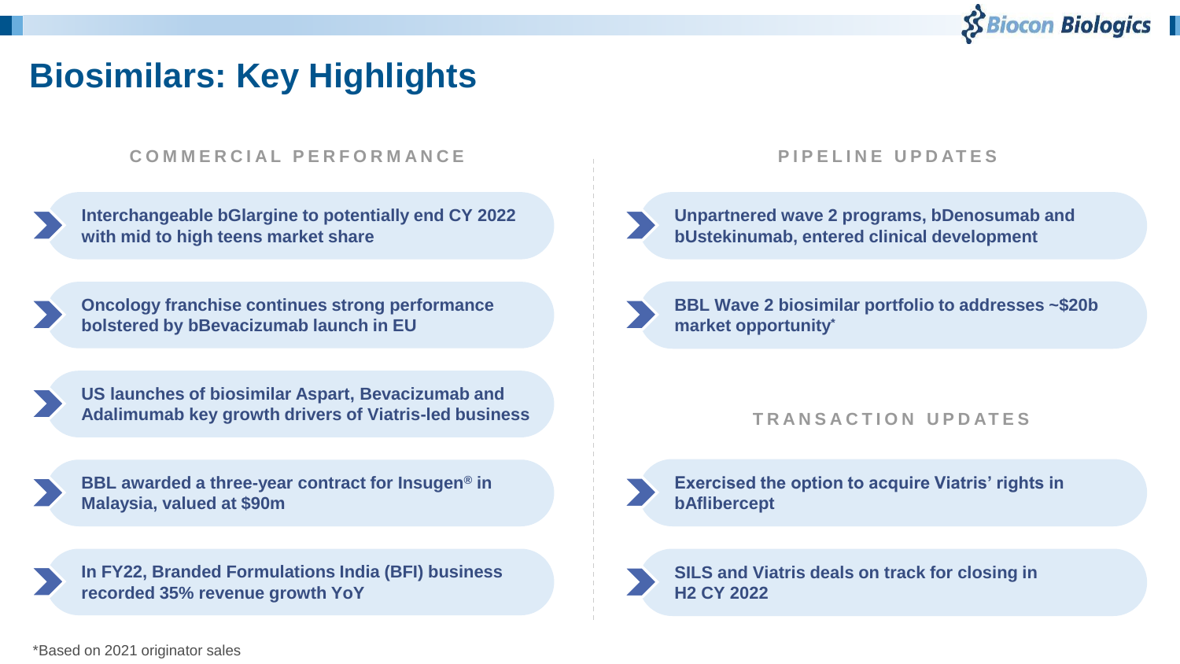# Biosimilars: Key Highlights

## COMMERCIAL PERFORMANCE

- Interchangeable bGlargine to potentially end CY 2022 with mid to high teens market share
- Oncology franchise continues strong performance bolstered by bBevacizumab launch in EU
- US launches of biosimilar Aspart, Bevacizumab and Adalimumab key growth drivers of Viatris-led business
- BBL awarded a three-year contract for Insugen® in Malaysia, valued at $90m
- In FY22, Branded Formulations India (BFI) business recorded 35% revenue growth YoY

## PIPELINE UPDATES

- Unpartnered wave 2 programs, bDenosumab and bUstekinumab, entered clinical development
- BBL Wave 2 biosimilar portfolio to addresses ~$20b market opportunity*

## TRANSACTION UPDATES

- Exercised the option to acquire Viatris' rights in bAflibercept
- SILS and Viatris deals on track for closing in H2 CY 2022

*Based on 2021 originator sales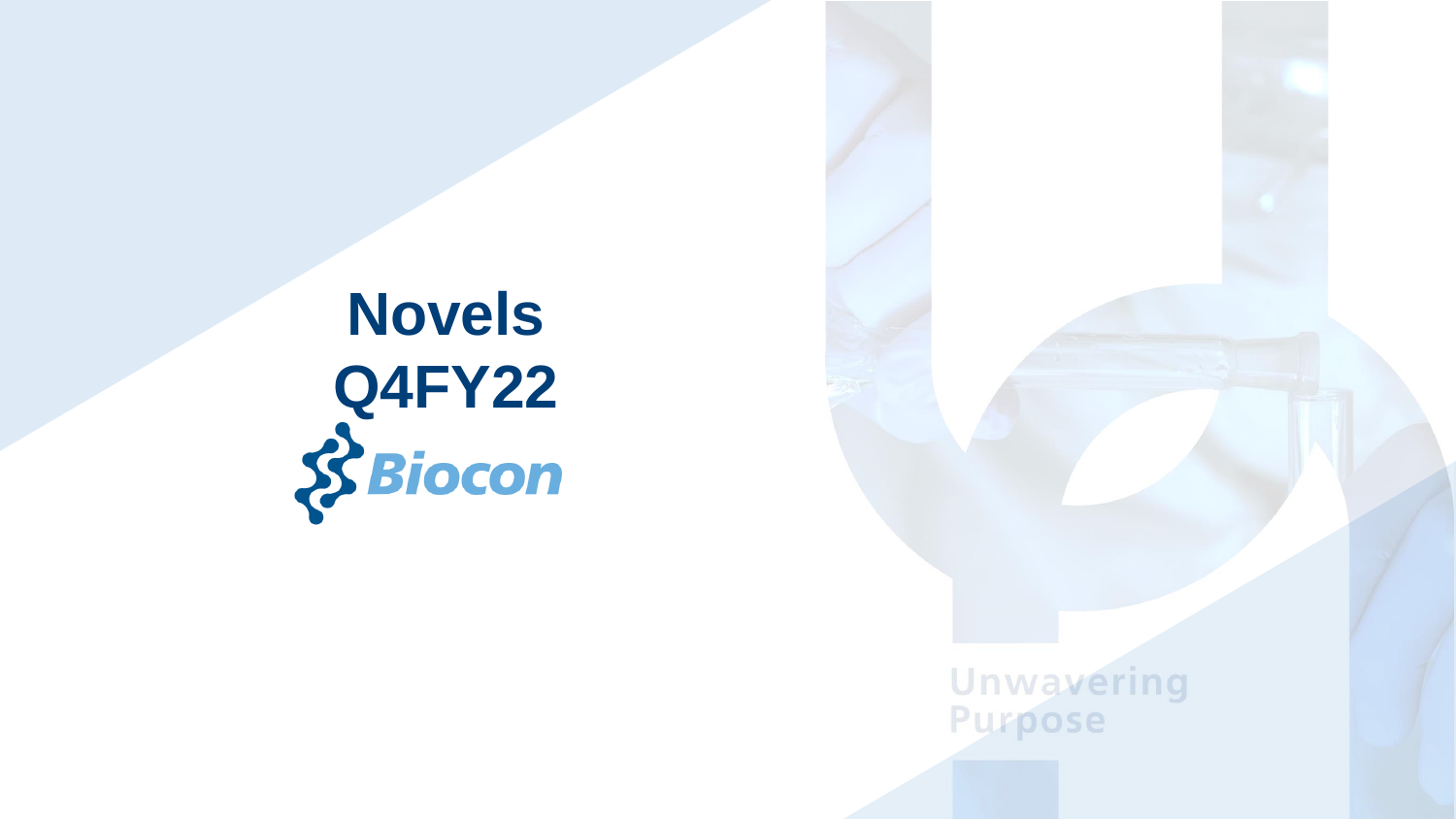# Novels
# Q4FY22

Biocon

Unwavering Purpose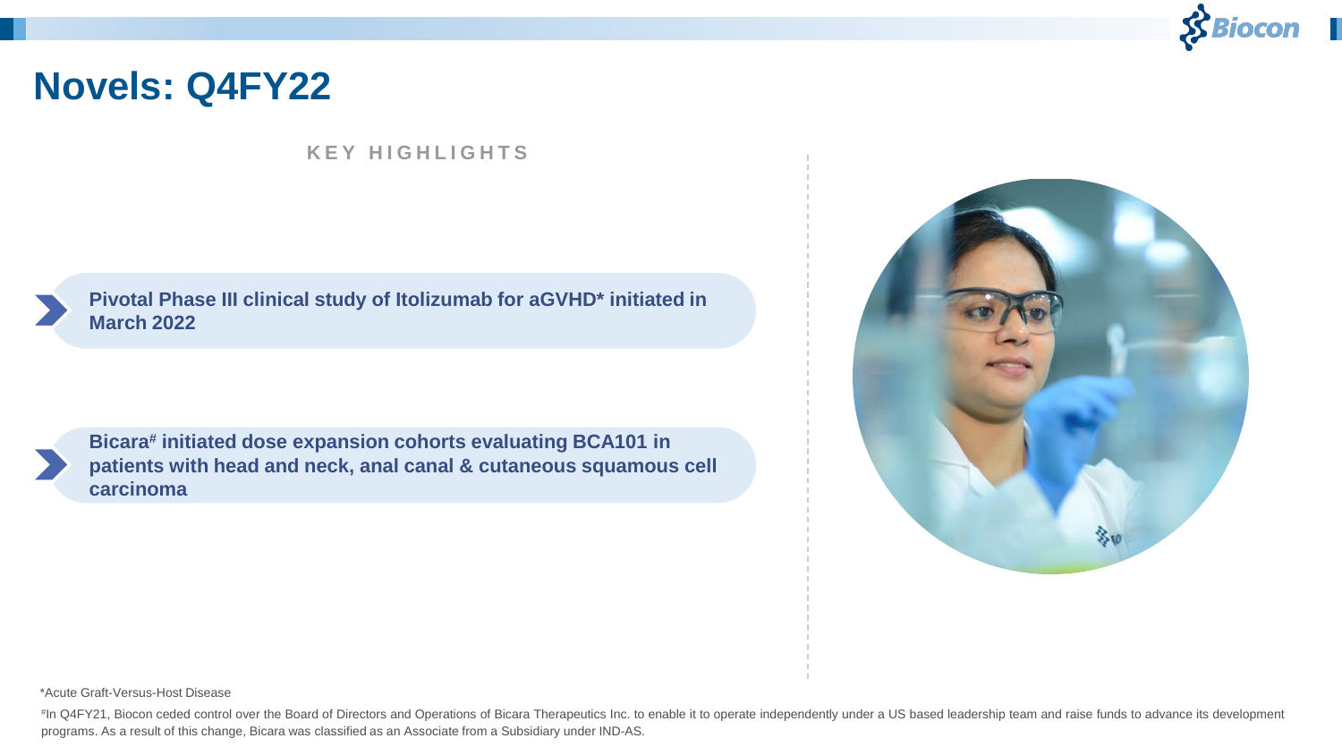# Novels: Q4FY22

**KEY HIGHLIGHTS**

- **Pivotal Phase III clinical study of Itolizumab for aGVHD* initiated in March 2022**
- **Bicara# initiated dose expansion cohorts evaluating BCA101 in patients with head and neck, anal canal & cutaneous squamous cell carcinoma**

*Acute Graft-Versus-Host Disease

#In Q4FY21, Biocon ceded control over the Board of Directors and Operations of Bicara Therapeutics Inc. to enable it to operate independently under a US based leadership team and raise funds to advance its development programs. As a result of this change, Bicara was classified as an Associate from a Subsidiary under IND-AS.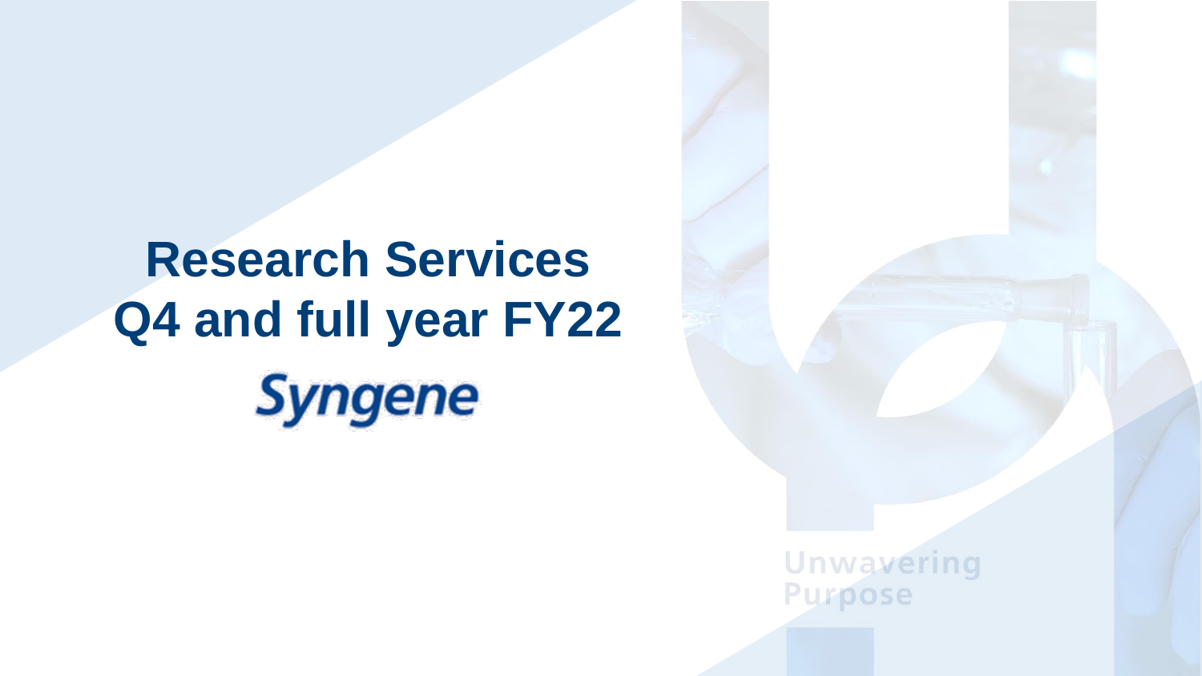# Research Services
# Q4 and full year FY22

Syngene

Unwavering Purpose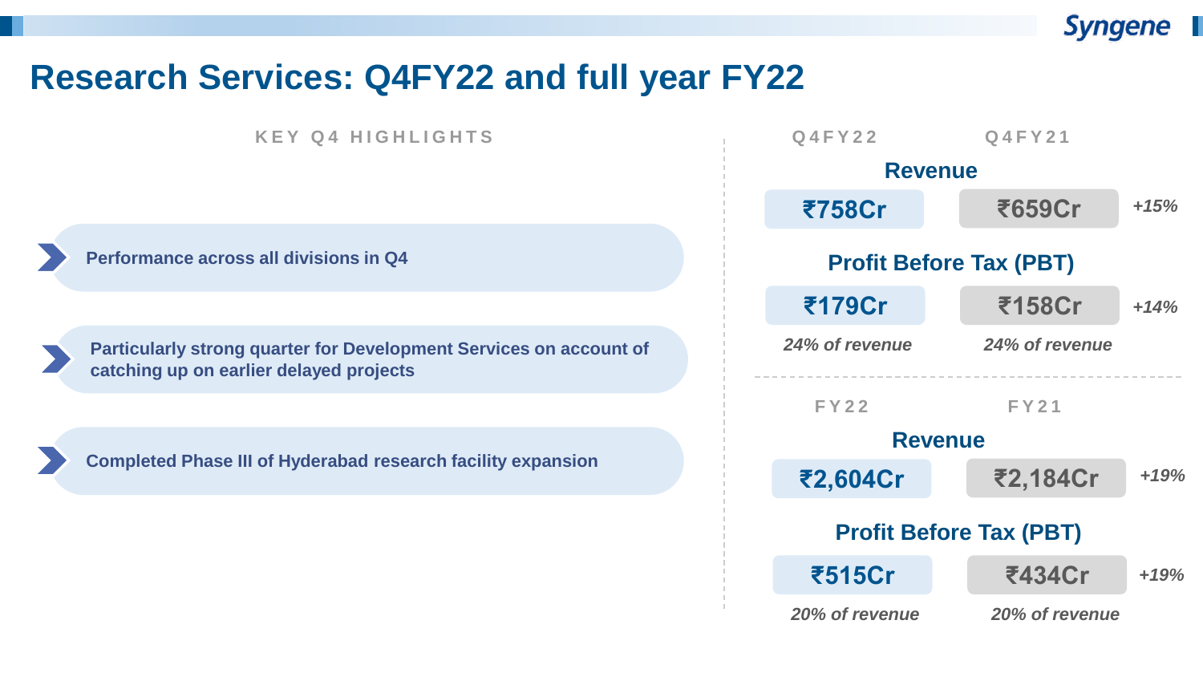# Research Services: Q4FY22 and full year FY22

## KEY Q4 HIGHLIGHTS

- Performance across all divisions in Q4
- Particularly strong quarter for Development Services on account of catching up on earlier delayed projects
- Completed Phase III of Hyderabad research facility expansion

| | Q4FY22 | Q4FY21 | |
|---|---|---|---|
| Revenue | ₹758Cr | ₹659Cr | *+15%* |
| Profit Before Tax (PBT) | ₹179Cr | ₹158Cr | *+14%* |
| | *24% of revenue* | *24% of revenue* | |

| | FY22 | FY21 | |
|---|---|---|---|
| Revenue | ₹2,604Cr | ₹2,184Cr | *+19%* |
| Profit Before Tax (PBT) | ₹515Cr | ₹434Cr | *+19%* |
| | *20% of revenue* | *20% of revenue* | |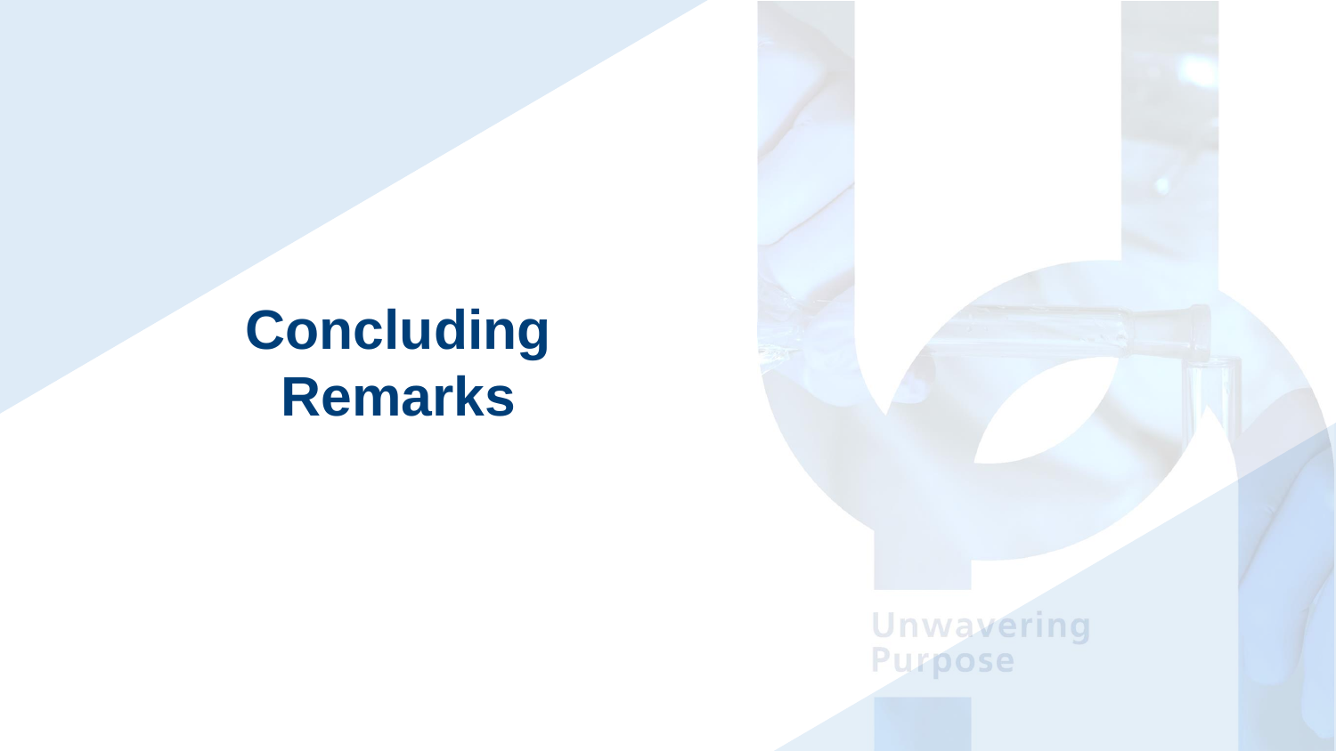# Concluding Remarks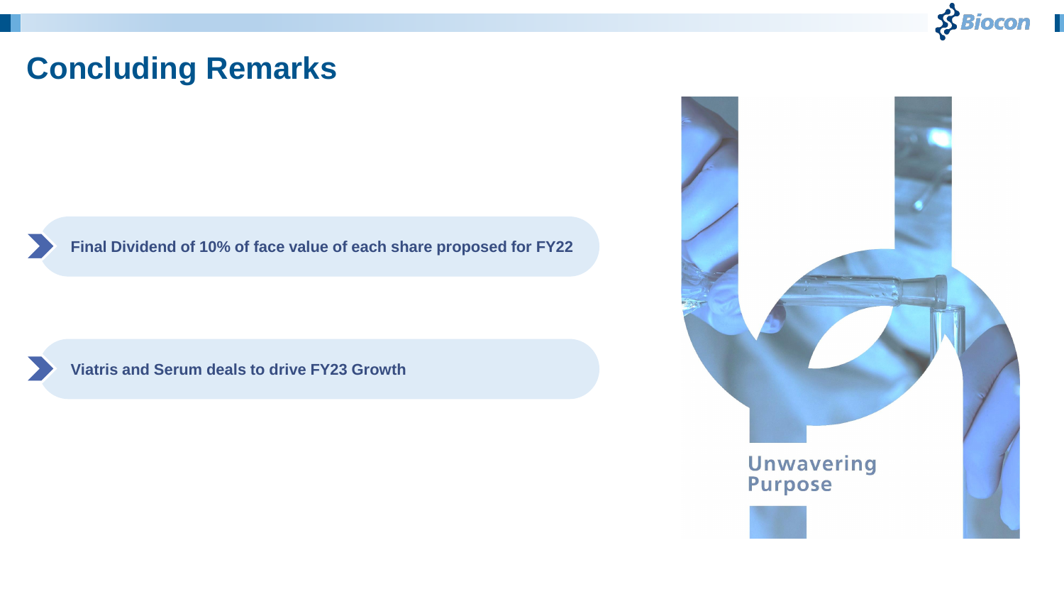# Concluding Remarks

- **Final Dividend of 10% of face value of each share proposed for FY22**
- **Viatris and Serum deals to drive FY23 Growth**

Unwavering Purpose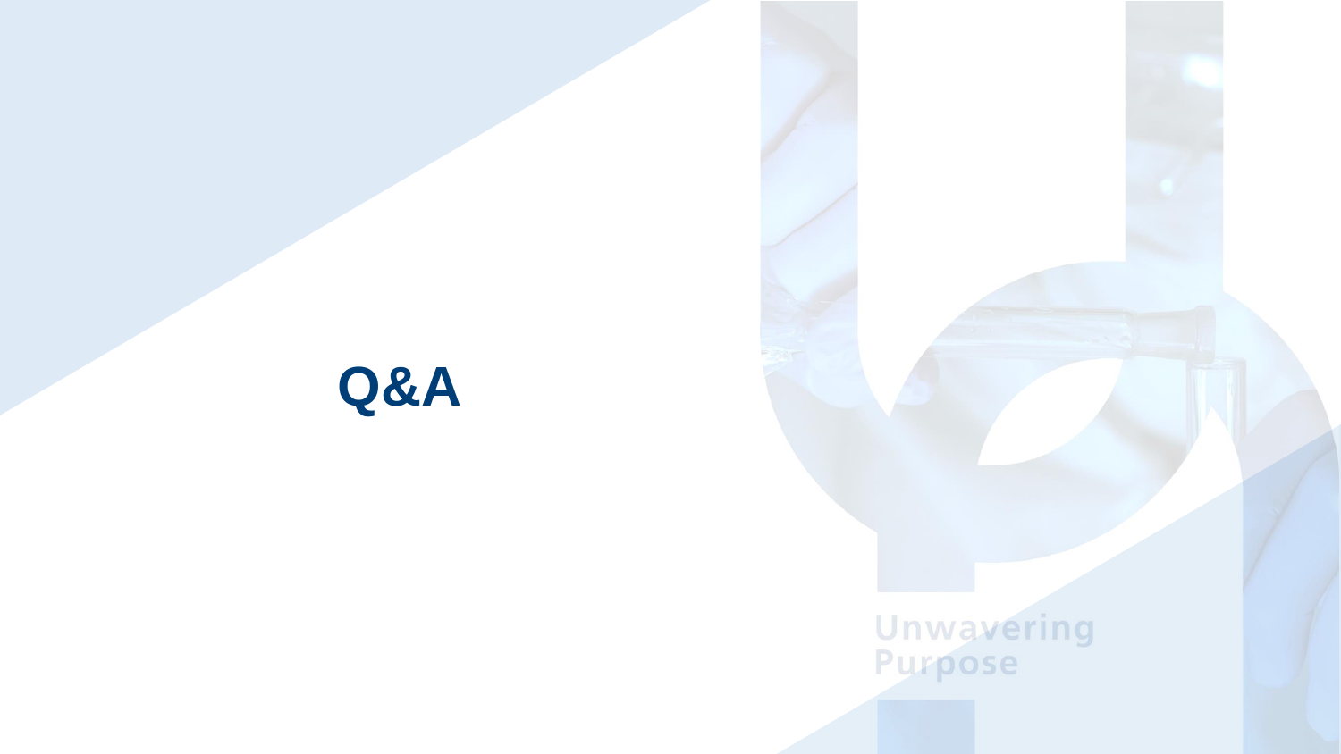# Q&A

Unwavering Purpose